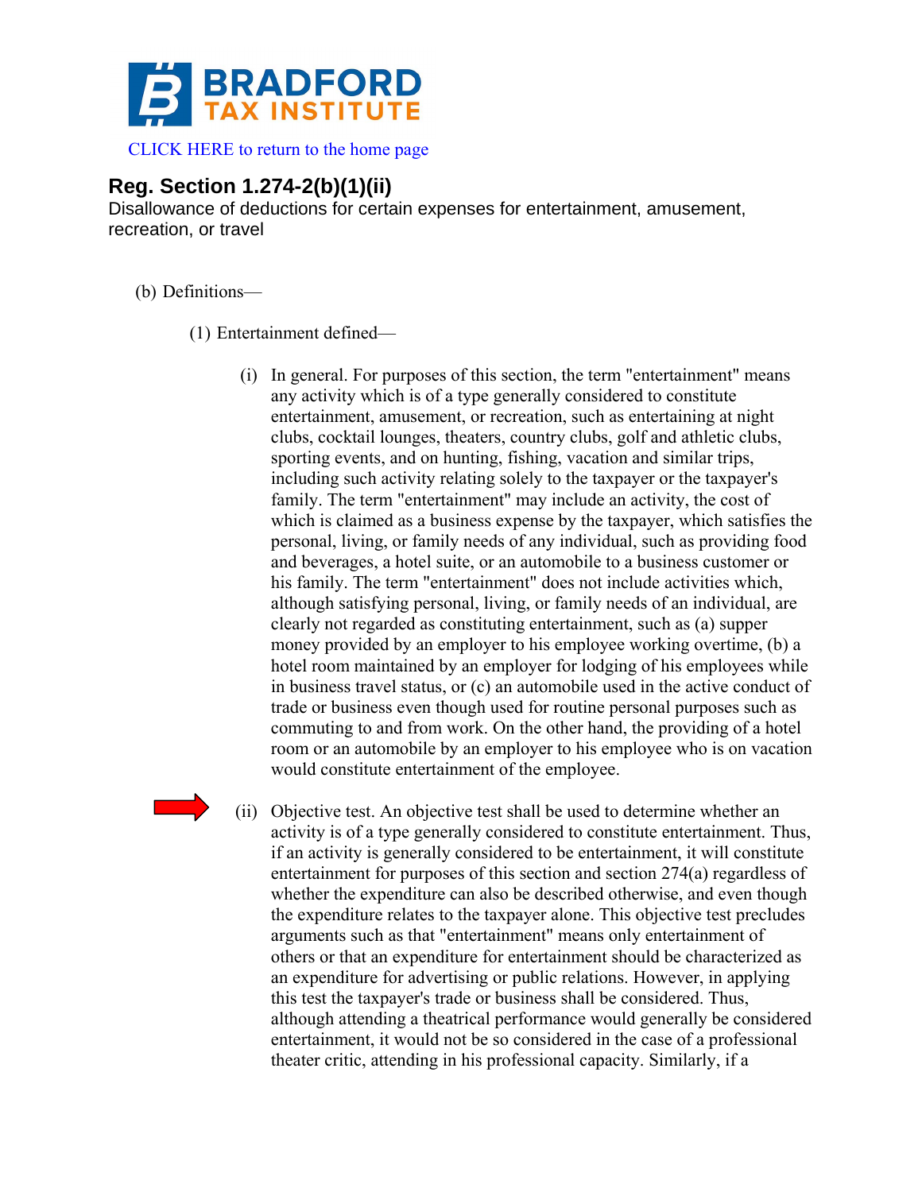# BRADFORD TAX INSTITUTE

CLICK HERE to return to the home page

## Reg. Section 1.274-2(b)(1)(ii)

Disallowance of deductions for certain expenses for entertainment, amusement, recreation, or travel

(b) Definitions—

(1) Entertainment defined—

(i) In general. For purposes of this section, the term "entertainment" means any activity which is of a type generally considered to constitute entertainment, amusement, or recreation, such as entertaining at night clubs, cocktail lounges, theaters, country clubs, golf and athletic clubs, sporting events, and on hunting, fishing, vacation and similar trips, including such activity relating solely to the taxpayer or the taxpayer's family. The term "entertainment" may include an activity, the cost of which is claimed as a business expense by the taxpayer, which satisfies the personal, living, or family needs of any individual, such as providing food and beverages, a hotel suite, or an automobile to a business customer or his family. The term "entertainment" does not include activities which, although satisfying personal, living, or family needs of an individual, are clearly not regarded as constituting entertainment, such as (a) supper money provided by an employer to his employee working overtime, (b) a hotel room maintained by an employer for lodging of his employees while in business travel status, or (c) an automobile used in the active conduct of trade or business even though used for routine personal purposes such as commuting to and from work. On the other hand, the providing of a hotel room or an automobile by an employer to his employee who is on vacation would constitute entertainment of the employee.

(ii) Objective test. An objective test shall be used to determine whether an activity is of a type generally considered to constitute entertainment. Thus, if an activity is generally considered to be entertainment, it will constitute entertainment for purposes of this section and section 274(a) regardless of whether the expenditure can also be described otherwise, and even though the expenditure relates to the taxpayer alone. This objective test precludes arguments such as that "entertainment" means only entertainment of others or that an expenditure for entertainment should be characterized as an expenditure for advertising or public relations. However, in applying this test the taxpayer's trade or business shall be considered. Thus, although attending a theatrical performance would generally be considered entertainment, it would not be so considered in the case of a professional theater critic, attending in his professional capacity. Similarly, if a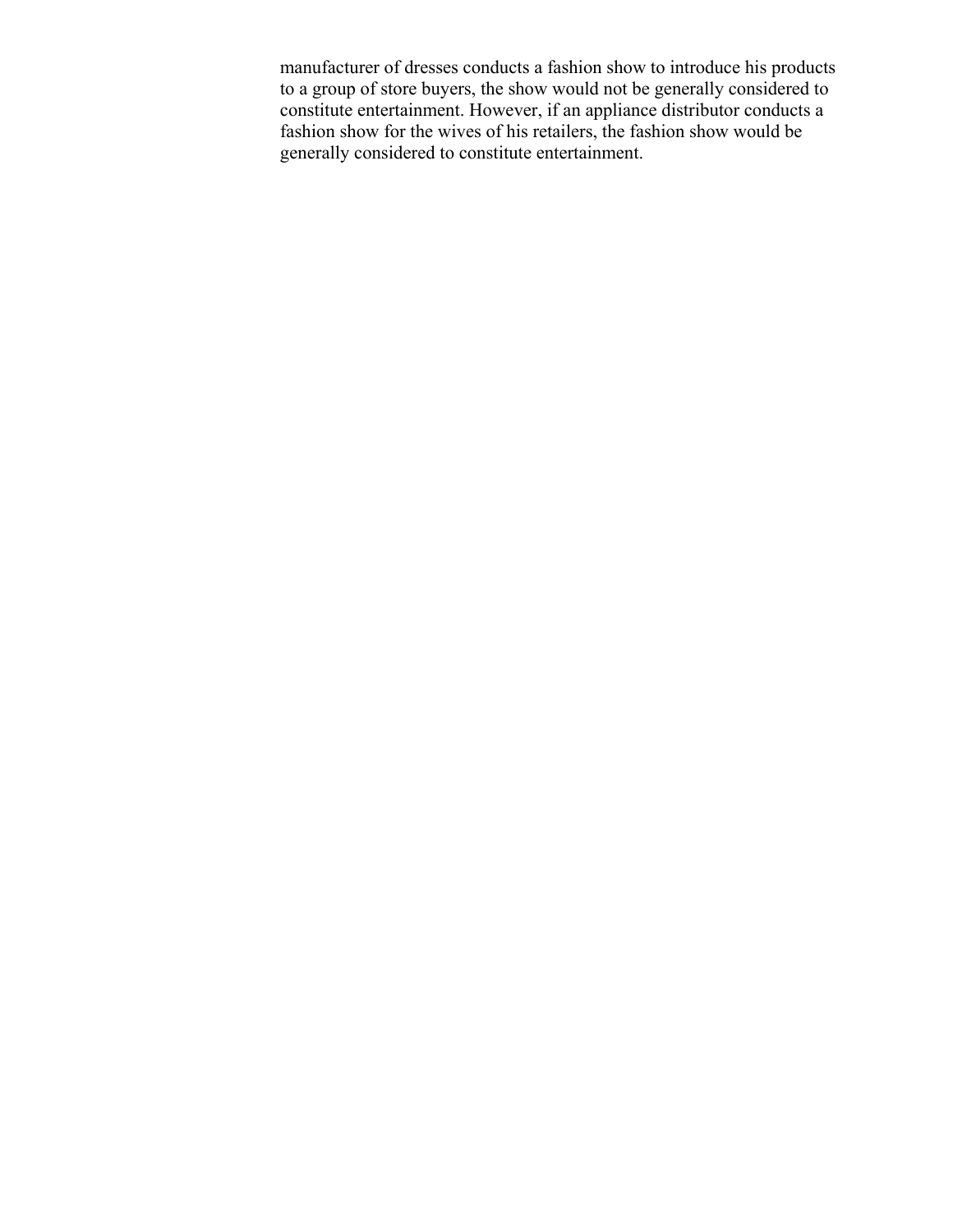manufacturer of dresses conducts a fashion show to introduce his products to a group of store buyers, the show would not be generally considered to constitute entertainment. However, if an appliance distributor conducts a fashion show for the wives of his retailers, the fashion show would be generally considered to constitute entertainment.